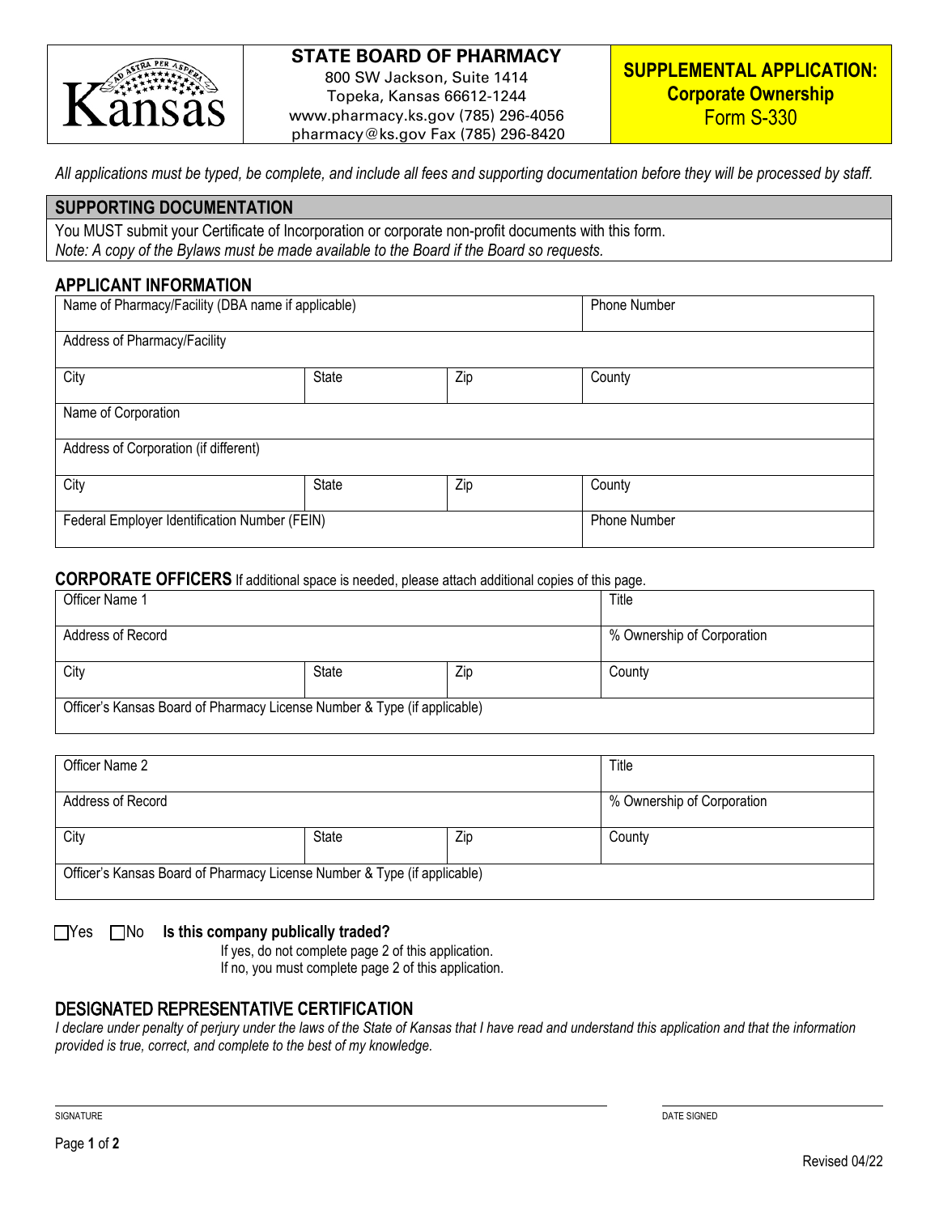# STATE BOARD OF PHARMACY

800 SW Jackson, Suite 1414
Topeka, Kansas 66612-1244
www.pharmacy.ks.gov (785) 296-4056
pharmacy@ks.gov Fax (785) 296-8420

**SUPPLEMENTAL APPLICATION: Corporate Ownership**
Form S-330

*All applications must be typed, be complete, and include all fees and supporting documentation before they will be processed by staff.*

## SUPPORTING DOCUMENTATION

You MUST submit your Certificate of Incorporation or corporate non-profit documents with this form.
*Note: A copy of the Bylaws must be made available to the Board if the Board so requests.*

## APPLICANT INFORMATION

| Name of Pharmacy/Facility (DBA name if applicable) | | | Phone Number |
|---|---|---|---|
| Address of Pharmacy/Facility | | | |
| City | State | Zip | County |
| Name of Corporation | | | |
| Address of Corporation (if different) | | | |
| City | State | Zip | County |
| Federal Employer Identification Number (FEIN) | | | Phone Number |

## CORPORATE OFFICERS

If additional space is needed, please attach additional copies of this page.

| Officer Name 1 | | | Title |
|---|---|---|---|
| Address of Record | | | % Ownership of Corporation |
| City | State | Zip | County |
| Officer's Kansas Board of Pharmacy License Number & Type (if applicable) | | | |

| Officer Name 2 | | | Title |
|---|---|---|---|
| Address of Record | | | % Ownership of Corporation |
| City | State | Zip | County |
| Officer's Kansas Board of Pharmacy License Number & Type (if applicable) | | | |

☐Yes ☐No **Is this company publically traded?**
If yes, do not complete page 2 of this application.
If no, you must complete page 2 of this application.

## DESIGNATED REPRESENTATIVE CERTIFICATION

*I declare under penalty of perjury under the laws of the State of Kansas that I have read and understand this application and that the information provided is true, correct, and complete to the best of my knowledge.*

SIGNATURE _______________________ DATE SIGNED _______________

Revised 04/22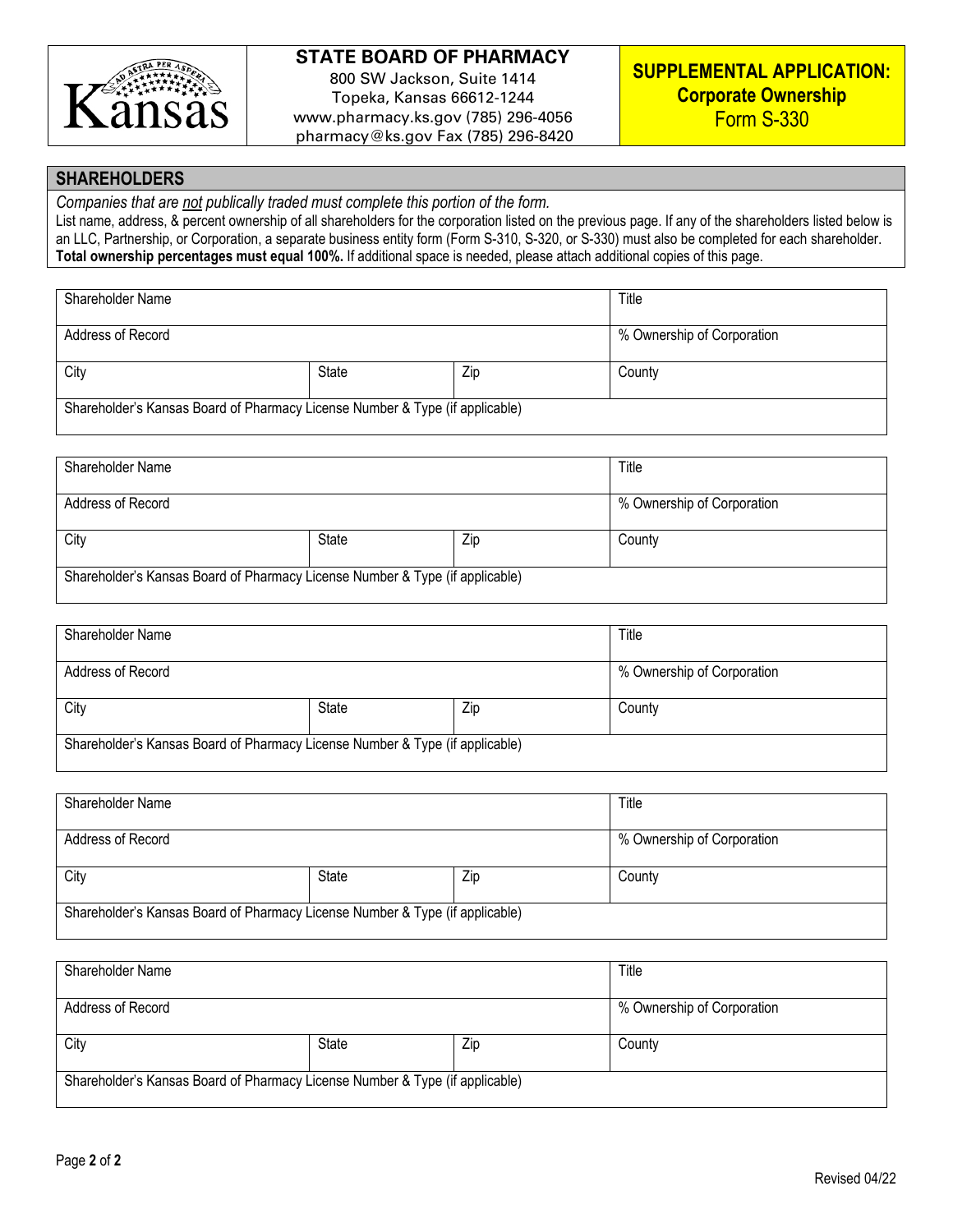**STATE BOARD OF PHARMACY**
800 SW Jackson, Suite 1414
Topeka, Kansas 66612-1244
www.pharmacy.ks.gov (785) 296-4056
pharmacy@ks.gov Fax (785) 296-8420

**SUPPLEMENTAL APPLICATION: Corporate Ownership**
Form S-330

## SHAREHOLDERS

*Companies that are not publically traded must complete this portion of the form.*
List name, address, & percent ownership of all shareholders for the corporation listed on the previous page. If any of the shareholders listed below is an LLC, Partnership, or Corporation, a separate business entity form (Form S-310, S-320, or S-330) must also be completed for each shareholder. **Total ownership percentages must equal 100%.** If additional space is needed, please attach additional copies of this page.

| | | | |
|---|---|---|---|
| Shareholder Name | | | Title |
| Address of Record | | | % Ownership of Corporation |
| City | State | Zip | County |
| Shareholder's Kansas Board of Pharmacy License Number & Type (if applicable) | | | |

| | | | |
|---|---|---|---|
| Shareholder Name | | | Title |
| Address of Record | | | % Ownership of Corporation |
| City | State | Zip | County |
| Shareholder's Kansas Board of Pharmacy License Number & Type (if applicable) | | | |

| | | | |
|---|---|---|---|
| Shareholder Name | | | Title |
| Address of Record | | | % Ownership of Corporation |
| City | State | Zip | County |
| Shareholder's Kansas Board of Pharmacy License Number & Type (if applicable) | | | |

| | | | |
|---|---|---|---|
| Shareholder Name | | | Title |
| Address of Record | | | % Ownership of Corporation |
| City | State | Zip | County |
| Shareholder's Kansas Board of Pharmacy License Number & Type (if applicable) | | | |

| | | | |
|---|---|---|---|
| Shareholder Name | | | Title |
| Address of Record | | | % Ownership of Corporation |
| City | State | Zip | County |
| Shareholder's Kansas Board of Pharmacy License Number & Type (if applicable) | | | |

Revised 04/22